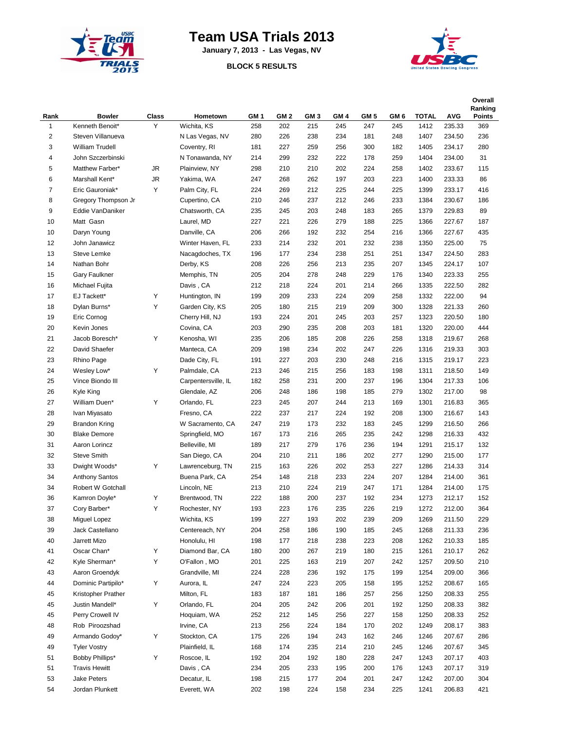# Team USA Trials 2013

**January 7, 2013 - Las Vegas, NV**

**BLOCK 5 RESULTS**

| Rank | Bowler | Class | Hometown | GM 1 | GM 2 | GM 3 | GM 4 | GM 5 | GM 6 | TOTAL | AVG | Overall Ranking Points |
|---|---|---|---|---|---|---|---|---|---|---|---|---|
| 1 | Kenneth Benoit* | Y | Wichita, KS | 258 | 202 | 215 | 245 | 247 | 245 | 1412 | 235.33 | 369 |
| 2 | Steven Villanueva | | N Las Vegas, NV | 280 | 226 | 238 | 234 | 181 | 248 | 1407 | 234.50 | 236 |
| 3 | William Trudell | | Coventry, RI | 181 | 227 | 259 | 256 | 300 | 182 | 1405 | 234.17 | 280 |
| 4 | John Szczerbinski | | N Tonawanda, NY | 214 | 299 | 232 | 222 | 178 | 259 | 1404 | 234.00 | 31 |
| 5 | Matthew Farber* | JR | Plainview, NY | 298 | 210 | 210 | 202 | 224 | 258 | 1402 | 233.67 | 115 |
| 6 | Marshall Kent* | JR | Yakima, WA | 247 | 268 | 262 | 197 | 203 | 223 | 1400 | 233.33 | 86 |
| 7 | Eric Gauroniak* | Y | Palm City, FL | 224 | 269 | 212 | 225 | 244 | 225 | 1399 | 233.17 | 416 |
| 8 | Gregory Thompson Jr | | Cupertino, CA | 210 | 246 | 237 | 212 | 246 | 233 | 1384 | 230.67 | 186 |
| 9 | Eddie VanDaniker | | Chatsworth, CA | 235 | 245 | 203 | 248 | 183 | 265 | 1379 | 229.83 | 89 |
| 10 | Matt Gasn | | Laurel, MD | 227 | 221 | 226 | 279 | 188 | 225 | 1366 | 227.67 | 187 |
| 10 | Daryn Young | | Danville, CA | 206 | 266 | 192 | 232 | 254 | 216 | 1366 | 227.67 | 435 |
| 12 | John Janawicz | | Winter Haven, FL | 233 | 214 | 232 | 201 | 232 | 238 | 1350 | 225.00 | 75 |
| 13 | Steve Lemke | | Nacagdoches, TX | 196 | 177 | 234 | 238 | 251 | 251 | 1347 | 224.50 | 283 |
| 14 | Nathan Bohr | | Derby, KS | 208 | 226 | 256 | 213 | 235 | 207 | 1345 | 224.17 | 107 |
| 15 | Gary Faulkner | | Memphis, TN | 205 | 204 | 278 | 248 | 229 | 176 | 1340 | 223.33 | 255 |
| 16 | Michael Fujita | | Davis , CA | 212 | 218 | 224 | 201 | 214 | 266 | 1335 | 222.50 | 282 |
| 17 | EJ Tackett* | Y | Huntington, IN | 199 | 209 | 233 | 224 | 209 | 258 | 1332 | 222.00 | 94 |
| 18 | Dylan Burns* | Y | Garden City, KS | 205 | 180 | 215 | 219 | 209 | 300 | 1328 | 221.33 | 260 |
| 19 | Eric Cornog | | Cherry Hill, NJ | 193 | 224 | 201 | 245 | 203 | 257 | 1323 | 220.50 | 180 |
| 20 | Kevin Jones | | Covina, CA | 203 | 290 | 235 | 208 | 203 | 181 | 1320 | 220.00 | 444 |
| 21 | Jacob Boresch* | Y | Kenosha, WI | 235 | 206 | 185 | 208 | 226 | 258 | 1318 | 219.67 | 268 |
| 22 | David Shaefer | | Manteca, CA | 209 | 198 | 234 | 202 | 247 | 226 | 1316 | 219.33 | 303 |
| 23 | Rhino Page | | Dade City, FL | 191 | 227 | 203 | 230 | 248 | 216 | 1315 | 219.17 | 223 |
| 24 | Wesley Low* | Y | Palmdale, CA | 213 | 246 | 215 | 256 | 183 | 198 | 1311 | 218.50 | 149 |
| 25 | Vince Biondo III | | Carpentersville, IL | 182 | 258 | 231 | 200 | 237 | 196 | 1304 | 217.33 | 106 |
| 26 | Kyle King | | Glendale, AZ | 206 | 248 | 186 | 198 | 185 | 279 | 1302 | 217.00 | 98 |
| 27 | William Duen* | Y | Orlando, FL | 223 | 245 | 207 | 244 | 213 | 169 | 1301 | 216.83 | 365 |
| 28 | Ivan Miyasato | | Fresno, CA | 222 | 237 | 217 | 224 | 192 | 208 | 1300 | 216.67 | 143 |
| 29 | Brandon Kring | | W Sacramento, CA | 247 | 219 | 173 | 232 | 183 | 245 | 1299 | 216.50 | 266 |
| 30 | Blake Demore | | Springfield, MO | 167 | 173 | 216 | 265 | 235 | 242 | 1298 | 216.33 | 432 |
| 31 | Aaron Lorincz | | Belleville, MI | 189 | 217 | 279 | 176 | 236 | 194 | 1291 | 215.17 | 132 |
| 32 | Steve Smith | | San Diego, CA | 204 | 210 | 211 | 186 | 202 | 277 | 1290 | 215.00 | 177 |
| 33 | Dwight Woods* | Y | Lawrenceburg, TN | 215 | 163 | 226 | 202 | 253 | 227 | 1286 | 214.33 | 314 |
| 34 | Anthony Santos | | Buena Park, CA | 254 | 148 | 218 | 233 | 224 | 207 | 1284 | 214.00 | 361 |
| 34 | Robert W Gotchall | | Lincoln, NE | 213 | 210 | 224 | 219 | 247 | 171 | 1284 | 214.00 | 175 |
| 36 | Kamron Doyle* | Y | Brentwood, TN | 222 | 188 | 200 | 237 | 192 | 234 | 1273 | 212.17 | 152 |
| 37 | Cory Barber* | Y | Rochester, NY | 193 | 223 | 176 | 235 | 226 | 219 | 1272 | 212.00 | 364 |
| 38 | Miguel Lopez | | Wichita, KS | 199 | 227 | 193 | 202 | 239 | 209 | 1269 | 211.50 | 229 |
| 39 | Jack Castellano | | Centereach, NY | 204 | 258 | 186 | 190 | 185 | 245 | 1268 | 211.33 | 236 |
| 40 | Jarrett Mizo | | Honolulu, HI | 198 | 177 | 218 | 238 | 223 | 208 | 1262 | 210.33 | 185 |
| 41 | Oscar Chan* | Y | Diamond Bar, CA | 180 | 200 | 267 | 219 | 180 | 215 | 1261 | 210.17 | 262 |
| 42 | Kyle Sherman* | Y | O'Fallon , MO | 201 | 225 | 163 | 219 | 207 | 242 | 1257 | 209.50 | 210 |
| 43 | Aaron Groendyk | | Grandville, MI | 224 | 228 | 236 | 192 | 175 | 199 | 1254 | 209.00 | 366 |
| 44 | Dominic Partipilo* | Y | Aurora, IL | 247 | 224 | 223 | 205 | 158 | 195 | 1252 | 208.67 | 165 |
| 45 | Kristopher Prather | | Milton, FL | 183 | 187 | 181 | 186 | 257 | 256 | 1250 | 208.33 | 255 |
| 45 | Justin Mandell* | Y | Orlando, FL | 204 | 205 | 242 | 206 | 201 | 192 | 1250 | 208.33 | 382 |
| 45 | Perry Crowell IV | | Hoquiam, WA | 252 | 212 | 145 | 256 | 227 | 158 | 1250 | 208.33 | 252 |
| 48 | Rob Piroozshad | | Irvine, CA | 213 | 256 | 224 | 184 | 170 | 202 | 1249 | 208.17 | 383 |
| 49 | Armando Godoy* | Y | Stockton, CA | 175 | 226 | 194 | 243 | 162 | 246 | 1246 | 207.67 | 286 |
| 49 | Tyler Vostry | | Plainfield, IL | 168 | 174 | 235 | 214 | 210 | 245 | 1246 | 207.67 | 345 |
| 51 | Bobby Phillips* | Y | Roscoe, IL | 192 | 204 | 192 | 180 | 228 | 247 | 1243 | 207.17 | 403 |
| 51 | Travis Hewitt | | Davis , CA | 234 | 205 | 233 | 195 | 200 | 176 | 1243 | 207.17 | 319 |
| 53 | Jake Peters | | Decatur, IL | 198 | 215 | 177 | 204 | 201 | 247 | 1242 | 207.00 | 304 |
| 54 | Jordan Plunkett | | Everett, WA | 202 | 198 | 224 | 158 | 234 | 225 | 1241 | 206.83 | 421 |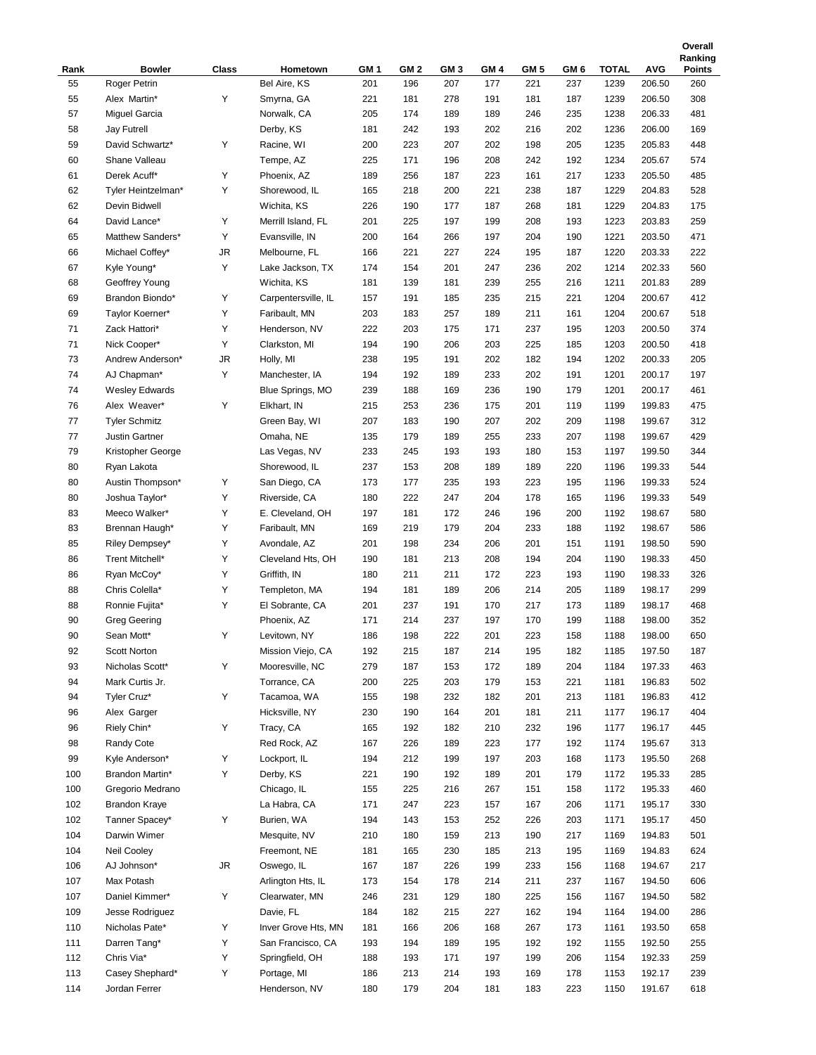| Rank | Bowler | Class | Hometown | GM 1 | GM 2 | GM 3 | GM 4 | GM 5 | GM 6 | TOTAL | AVG | Overall Ranking Points |
|---|---|---|---|---|---|---|---|---|---|---|---|---|
| 55 | Roger Petrin | | Bel Aire, KS | 201 | 196 | 207 | 177 | 221 | 237 | 1239 | 206.50 | 260 |
| 55 | Alex Martin* | Y | Smyrna, GA | 221 | 181 | 278 | 191 | 181 | 187 | 1239 | 206.50 | 308 |
| 57 | Miguel Garcia | | Norwalk, CA | 205 | 174 | 189 | 189 | 246 | 235 | 1238 | 206.33 | 481 |
| 58 | Jay Futrell | | Derby, KS | 181 | 242 | 193 | 202 | 216 | 202 | 1236 | 206.00 | 169 |
| 59 | David Schwartz* | Y | Racine, WI | 200 | 223 | 207 | 202 | 198 | 205 | 1235 | 205.83 | 448 |
| 60 | Shane Valleau | | Tempe, AZ | 225 | 171 | 196 | 208 | 242 | 192 | 1234 | 205.67 | 574 |
| 61 | Derek Acuff* | Y | Phoenix, AZ | 189 | 256 | 187 | 223 | 161 | 217 | 1233 | 205.50 | 485 |
| 62 | Tyler Heintzelman* | Y | Shorewood, IL | 165 | 218 | 200 | 221 | 238 | 187 | 1229 | 204.83 | 528 |
| 62 | Devin Bidwell | | Wichita, KS | 226 | 190 | 177 | 187 | 268 | 181 | 1229 | 204.83 | 175 |
| 64 | David Lance* | Y | Merrill Island, FL | 201 | 225 | 197 | 199 | 208 | 193 | 1223 | 203.83 | 259 |
| 65 | Matthew Sanders* | Y | Evansville, IN | 200 | 164 | 266 | 197 | 204 | 190 | 1221 | 203.50 | 471 |
| 66 | Michael Coffey* | JR | Melbourne, FL | 166 | 221 | 227 | 224 | 195 | 187 | 1220 | 203.33 | 222 |
| 67 | Kyle Young* | Y | Lake Jackson, TX | 174 | 154 | 201 | 247 | 236 | 202 | 1214 | 202.33 | 560 |
| 68 | Geoffrey Young | | Wichita, KS | 181 | 139 | 181 | 239 | 255 | 216 | 1211 | 201.83 | 289 |
| 69 | Brandon Biondo* | Y | Carpentersville, IL | 157 | 191 | 185 | 235 | 215 | 221 | 1204 | 200.67 | 412 |
| 69 | Taylor Koerner* | Y | Faribault, MN | 203 | 183 | 257 | 189 | 211 | 161 | 1204 | 200.67 | 518 |
| 71 | Zack Hattori* | Y | Henderson, NV | 222 | 203 | 175 | 171 | 237 | 195 | 1203 | 200.50 | 374 |
| 71 | Nick Cooper* | Y | Clarkston, MI | 194 | 190 | 206 | 203 | 225 | 185 | 1203 | 200.50 | 418 |
| 73 | Andrew Anderson* | JR | Holly, MI | 238 | 195 | 191 | 202 | 182 | 194 | 1202 | 200.33 | 205 |
| 74 | AJ Chapman* | Y | Manchester, IA | 194 | 192 | 189 | 233 | 202 | 191 | 1201 | 200.17 | 197 |
| 74 | Wesley Edwards | | Blue Springs, MO | 239 | 188 | 169 | 236 | 190 | 179 | 1201 | 200.17 | 461 |
| 76 | Alex Weaver* | Y | Elkhart, IN | 215 | 253 | 236 | 175 | 201 | 119 | 1199 | 199.83 | 475 |
| 77 | Tyler Schmitz | | Green Bay, WI | 207 | 183 | 190 | 207 | 202 | 209 | 1198 | 199.67 | 312 |
| 77 | Justin Gartner | | Omaha, NE | 135 | 179 | 189 | 255 | 233 | 207 | 1198 | 199.67 | 429 |
| 79 | Kristopher George | | Las Vegas, NV | 233 | 245 | 193 | 193 | 180 | 153 | 1197 | 199.50 | 344 |
| 80 | Ryan Lakota | | Shorewood, IL | 237 | 153 | 208 | 189 | 189 | 220 | 1196 | 199.33 | 544 |
| 80 | Austin Thompson* | Y | San Diego, CA | 173 | 177 | 235 | 193 | 223 | 195 | 1196 | 199.33 | 524 |
| 80 | Joshua Taylor* | Y | Riverside, CA | 180 | 222 | 247 | 204 | 178 | 165 | 1196 | 199.33 | 549 |
| 83 | Meeco Walker* | Y | E. Cleveland, OH | 197 | 181 | 172 | 246 | 196 | 200 | 1192 | 198.67 | 580 |
| 83 | Brennan Haugh* | Y | Faribault, MN | 169 | 219 | 179 | 204 | 233 | 188 | 1192 | 198.67 | 586 |
| 85 | Riley Dempsey* | Y | Avondale, AZ | 201 | 198 | 234 | 206 | 201 | 151 | 1191 | 198.50 | 590 |
| 86 | Trent Mitchell* | Y | Cleveland Hts, OH | 190 | 181 | 213 | 208 | 194 | 204 | 1190 | 198.33 | 450 |
| 86 | Ryan McCoy* | Y | Griffith, IN | 180 | 211 | 211 | 172 | 223 | 193 | 1190 | 198.33 | 326 |
| 88 | Chris Colella* | Y | Templeton, MA | 194 | 181 | 189 | 206 | 214 | 205 | 1189 | 198.17 | 299 |
| 88 | Ronnie Fujita* | Y | El Sobrante, CA | 201 | 237 | 191 | 170 | 217 | 173 | 1189 | 198.17 | 468 |
| 90 | Greg Geering | | Phoenix, AZ | 171 | 214 | 237 | 197 | 170 | 199 | 1188 | 198.00 | 352 |
| 90 | Sean Mott* | Y | Levitown, NY | 186 | 198 | 222 | 201 | 223 | 158 | 1188 | 198.00 | 650 |
| 92 | Scott Norton | | Mission Viejo, CA | 192 | 215 | 187 | 214 | 195 | 182 | 1185 | 197.50 | 187 |
| 93 | Nicholas Scott* | Y | Mooresville, NC | 279 | 187 | 153 | 172 | 189 | 204 | 1184 | 197.33 | 463 |
| 94 | Mark Curtis Jr. | | Torrance, CA | 200 | 225 | 203 | 179 | 153 | 221 | 1181 | 196.83 | 502 |
| 94 | Tyler Cruz* | Y | Tacamoa, WA | 155 | 198 | 232 | 182 | 201 | 213 | 1181 | 196.83 | 412 |
| 96 | Alex Garger | | Hicksville, NY | 230 | 190 | 164 | 201 | 181 | 211 | 1177 | 196.17 | 404 |
| 96 | Riely Chin* | Y | Tracy, CA | 165 | 192 | 182 | 210 | 232 | 196 | 1177 | 196.17 | 445 |
| 98 | Randy Cote | | Red Rock, AZ | 167 | 226 | 189 | 223 | 177 | 192 | 1174 | 195.67 | 313 |
| 99 | Kyle Anderson* | Y | Lockport, IL | 194 | 212 | 199 | 197 | 203 | 168 | 1173 | 195.50 | 268 |
| 100 | Brandon Martin* | Y | Derby, KS | 221 | 190 | 192 | 189 | 201 | 179 | 1172 | 195.33 | 285 |
| 100 | Gregorio Medrano | | Chicago, IL | 155 | 225 | 216 | 267 | 151 | 158 | 1172 | 195.33 | 460 |
| 102 | Brandon Kraye | | La Habra, CA | 171 | 247 | 223 | 157 | 167 | 206 | 1171 | 195.17 | 330 |
| 102 | Tanner Spacey* | Y | Burien, WA | 194 | 143 | 153 | 252 | 226 | 203 | 1171 | 195.17 | 450 |
| 104 | Darwin Wimer | | Mesquite, NV | 210 | 180 | 159 | 213 | 190 | 217 | 1169 | 194.83 | 501 |
| 104 | Neil Cooley | | Freemont, NE | 181 | 165 | 230 | 185 | 213 | 195 | 1169 | 194.83 | 624 |
| 106 | AJ Johnson* | JR | Oswego, IL | 167 | 187 | 226 | 199 | 233 | 156 | 1168 | 194.67 | 217 |
| 107 | Max Potash | | Arlington Hts, IL | 173 | 154 | 178 | 214 | 211 | 237 | 1167 | 194.50 | 606 |
| 107 | Daniel Kimmer* | Y | Clearwater, MN | 246 | 231 | 129 | 180 | 225 | 156 | 1167 | 194.50 | 582 |
| 109 | Jesse Rodriguez | | Davie, FL | 184 | 182 | 215 | 227 | 162 | 194 | 1164 | 194.00 | 286 |
| 110 | Nicholas Pate* | Y | Inver Grove Hts, MN | 181 | 166 | 206 | 168 | 267 | 173 | 1161 | 193.50 | 658 |
| 111 | Darren Tang* | Y | San Francisco, CA | 193 | 194 | 189 | 195 | 192 | 192 | 1155 | 192.50 | 255 |
| 112 | Chris Via* | Y | Springfield, OH | 188 | 193 | 171 | 197 | 199 | 206 | 1154 | 192.33 | 259 |
| 113 | Casey Shephard* | Y | Portage, MI | 186 | 213 | 214 | 193 | 169 | 178 | 1153 | 192.17 | 239 |
| 114 | Jordan Ferrer | | Henderson, NV | 180 | 179 | 204 | 181 | 183 | 223 | 1150 | 191.67 | 618 |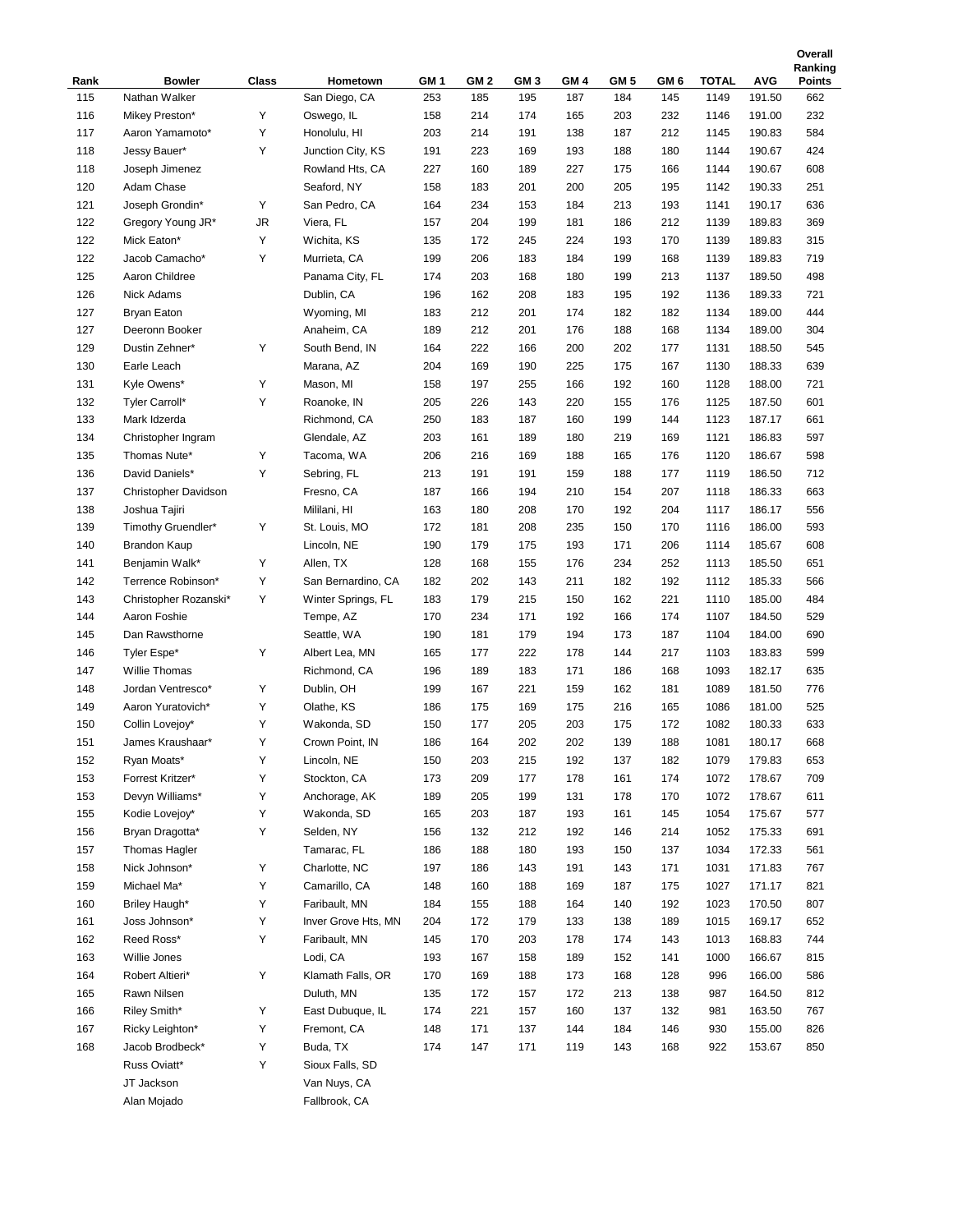| Rank | Bowler | Class | Hometown | GM 1 | GM 2 | GM 3 | GM 4 | GM 5 | GM 6 | TOTAL | AVG | Overall Ranking Points |
|---|---|---|---|---|---|---|---|---|---|---|---|---|
| 115 | Nathan Walker | | San Diego, CA | 253 | 185 | 195 | 187 | 184 | 145 | 1149 | 191.50 | 662 |
| 116 | Mikey Preston* | Y | Oswego, IL | 158 | 214 | 174 | 165 | 203 | 232 | 1146 | 191.00 | 232 |
| 117 | Aaron Yamamoto* | Y | Honolulu, HI | 203 | 214 | 191 | 138 | 187 | 212 | 1145 | 190.83 | 584 |
| 118 | Jessy Bauer* | Y | Junction City, KS | 191 | 223 | 169 | 193 | 188 | 180 | 1144 | 190.67 | 424 |
| 118 | Joseph Jimenez | | Rowland Hts, CA | 227 | 160 | 189 | 227 | 175 | 166 | 1144 | 190.67 | 608 |
| 120 | Adam Chase | | Seaford, NY | 158 | 183 | 201 | 200 | 205 | 195 | 1142 | 190.33 | 251 |
| 121 | Joseph Grondin* | Y | San Pedro, CA | 164 | 234 | 153 | 184 | 213 | 193 | 1141 | 190.17 | 636 |
| 122 | Gregory Young JR* | JR | Viera, FL | 157 | 204 | 199 | 181 | 186 | 212 | 1139 | 189.83 | 369 |
| 122 | Mick Eaton* | Y | Wichita, KS | 135 | 172 | 245 | 224 | 193 | 170 | 1139 | 189.83 | 315 |
| 122 | Jacob Camacho* | Y | Murrieta, CA | 199 | 206 | 183 | 184 | 199 | 168 | 1139 | 189.83 | 719 |
| 125 | Aaron Childree | | Panama City, FL | 174 | 203 | 168 | 180 | 199 | 213 | 1137 | 189.50 | 498 |
| 126 | Nick Adams | | Dublin, CA | 196 | 162 | 208 | 183 | 195 | 192 | 1136 | 189.33 | 721 |
| 127 | Bryan Eaton | | Wyoming, MI | 183 | 212 | 201 | 174 | 182 | 182 | 1134 | 189.00 | 444 |
| 127 | Deeronn Booker | | Anaheim, CA | 189 | 212 | 201 | 176 | 188 | 168 | 1134 | 189.00 | 304 |
| 129 | Dustin Zehner* | Y | South Bend, IN | 164 | 222 | 166 | 200 | 202 | 177 | 1131 | 188.50 | 545 |
| 130 | Earle Leach | | Marana, AZ | 204 | 169 | 190 | 225 | 175 | 167 | 1130 | 188.33 | 639 |
| 131 | Kyle Owens* | Y | Mason, MI | 158 | 197 | 255 | 166 | 192 | 160 | 1128 | 188.00 | 721 |
| 132 | Tyler Carroll* | Y | Roanoke, IN | 205 | 226 | 143 | 220 | 155 | 176 | 1125 | 187.50 | 601 |
| 133 | Mark Idzerda | | Richmond, CA | 250 | 183 | 187 | 160 | 199 | 144 | 1123 | 187.17 | 661 |
| 134 | Christopher Ingram | | Glendale, AZ | 203 | 161 | 189 | 180 | 219 | 169 | 1121 | 186.83 | 597 |
| 135 | Thomas Nute* | Y | Tacoma, WA | 206 | 216 | 169 | 188 | 165 | 176 | 1120 | 186.67 | 598 |
| 136 | David Daniels* | Y | Sebring, FL | 213 | 191 | 191 | 159 | 188 | 177 | 1119 | 186.50 | 712 |
| 137 | Christopher Davidson | | Fresno, CA | 187 | 166 | 194 | 210 | 154 | 207 | 1118 | 186.33 | 663 |
| 138 | Joshua Tajiri | | Mililani, HI | 163 | 180 | 208 | 170 | 192 | 204 | 1117 | 186.17 | 556 |
| 139 | Timothy Gruendler* | Y | St. Louis, MO | 172 | 181 | 208 | 235 | 150 | 170 | 1116 | 186.00 | 593 |
| 140 | Brandon Kaup | | Lincoln, NE | 190 | 179 | 175 | 193 | 171 | 206 | 1114 | 185.67 | 608 |
| 141 | Benjamin Walk* | Y | Allen, TX | 128 | 168 | 155 | 176 | 234 | 252 | 1113 | 185.50 | 651 |
| 142 | Terrence Robinson* | Y | San Bernardino, CA | 182 | 202 | 143 | 211 | 182 | 192 | 1112 | 185.33 | 566 |
| 143 | Christopher Rozanski* | Y | Winter Springs, FL | 183 | 179 | 215 | 150 | 162 | 221 | 1110 | 185.00 | 484 |
| 144 | Aaron Foshie | | Tempe, AZ | 170 | 234 | 171 | 192 | 166 | 174 | 1107 | 184.50 | 529 |
| 145 | Dan Rawsthorne | | Seattle, WA | 190 | 181 | 179 | 194 | 173 | 187 | 1104 | 184.00 | 690 |
| 146 | Tyler Espe* | Y | Albert Lea, MN | 165 | 177 | 222 | 178 | 144 | 217 | 1103 | 183.83 | 599 |
| 147 | Willie Thomas | | Richmond, CA | 196 | 189 | 183 | 171 | 186 | 168 | 1093 | 182.17 | 635 |
| 148 | Jordan Ventresco* | Y | Dublin, OH | 199 | 167 | 221 | 159 | 162 | 181 | 1089 | 181.50 | 776 |
| 149 | Aaron Yuratovich* | Y | Olathe, KS | 186 | 175 | 169 | 175 | 216 | 165 | 1086 | 181.00 | 525 |
| 150 | Collin Lovejoy* | Y | Wakonda, SD | 150 | 177 | 205 | 203 | 175 | 172 | 1082 | 180.33 | 633 |
| 151 | James Kraushaar* | Y | Crown Point, IN | 186 | 164 | 202 | 202 | 139 | 188 | 1081 | 180.17 | 668 |
| 152 | Ryan Moats* | Y | Lincoln, NE | 150 | 203 | 215 | 192 | 137 | 182 | 1079 | 179.83 | 653 |
| 153 | Forrest Kritzer* | Y | Stockton, CA | 173 | 209 | 177 | 178 | 161 | 174 | 1072 | 178.67 | 709 |
| 153 | Devyn Williams* | Y | Anchorage, AK | 189 | 205 | 199 | 131 | 178 | 170 | 1072 | 178.67 | 611 |
| 155 | Kodie Lovejoy* | Y | Wakonda, SD | 165 | 203 | 187 | 193 | 161 | 145 | 1054 | 175.67 | 577 |
| 156 | Bryan Dragotta* | Y | Selden, NY | 156 | 132 | 212 | 192 | 146 | 214 | 1052 | 175.33 | 691 |
| 157 | Thomas Hagler | | Tamarac, FL | 186 | 188 | 180 | 193 | 150 | 137 | 1034 | 172.33 | 561 |
| 158 | Nick Johnson* | Y | Charlotte, NC | 197 | 186 | 143 | 191 | 143 | 171 | 1031 | 171.83 | 767 |
| 159 | Michael Ma* | Y | Camarillo, CA | 148 | 160 | 188 | 169 | 187 | 175 | 1027 | 171.17 | 821 |
| 160 | Briley Haugh* | Y | Faribault, MN | 184 | 155 | 188 | 164 | 140 | 192 | 1023 | 170.50 | 807 |
| 161 | Joss Johnson* | Y | Inver Grove Hts, MN | 204 | 172 | 179 | 133 | 138 | 189 | 1015 | 169.17 | 652 |
| 162 | Reed Ross* | Y | Faribault, MN | 145 | 170 | 203 | 178 | 174 | 143 | 1013 | 168.83 | 744 |
| 163 | Willie Jones | | Lodi, CA | 193 | 167 | 158 | 189 | 152 | 141 | 1000 | 166.67 | 815 |
| 164 | Robert Altieri* | Y | Klamath Falls, OR | 170 | 169 | 188 | 173 | 168 | 128 | 996 | 166.00 | 586 |
| 165 | Rawn Nilsen | | Duluth, MN | 135 | 172 | 157 | 172 | 213 | 138 | 987 | 164.50 | 812 |
| 166 | Riley Smith* | Y | East Dubuque, IL | 174 | 221 | 157 | 160 | 137 | 132 | 981 | 163.50 | 767 |
| 167 | Ricky Leighton* | Y | Fremont, CA | 148 | 171 | 137 | 144 | 184 | 146 | 930 | 155.00 | 826 |
| 168 | Jacob Brodbeck* | Y | Buda, TX | 174 | 147 | 171 | 119 | 143 | 168 | 922 | 153.67 | 850 |
| | Russ Oviatt* | Y | Sioux Falls, SD | | | | | | | | | |
| | JT Jackson | | Van Nuys, CA | | | | | | | | | |
| | Alan Mojado | | Fallbrook, CA | | | | | | | | | |